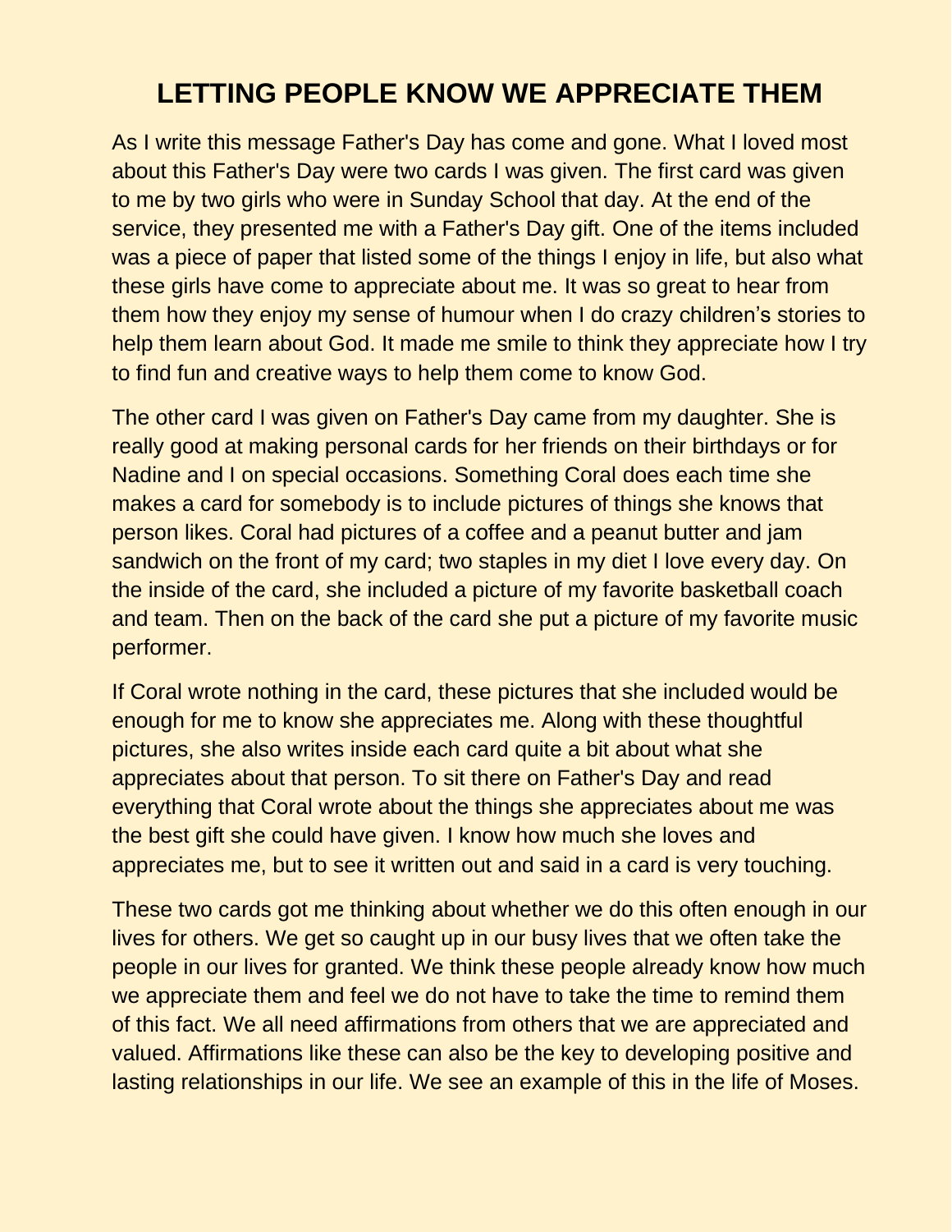# LETTING PEOPLE KNOW WE APPRECIATE THEM

As I write this message Father's Day has come and gone. What I loved most about this Father's Day were two cards I was given. The first card was given to me by two girls who were in Sunday School that day. At the end of the service, they presented me with a Father's Day gift. One of the items included was a piece of paper that listed some of the things I enjoy in life, but also what these girls have come to appreciate about me. It was so great to hear from them how they enjoy my sense of humour when I do crazy children's stories to help them learn about God. It made me smile to think they appreciate how I try to find fun and creative ways to help them come to know God.

The other card I was given on Father's Day came from my daughter. She is really good at making personal cards for her friends on their birthdays or for Nadine and I on special occasions. Something Coral does each time she makes a card for somebody is to include pictures of things she knows that person likes. Coral had pictures of a coffee and a peanut butter and jam sandwich on the front of my card; two staples in my diet I love every day. On the inside of the card, she included a picture of my favorite basketball coach and team. Then on the back of the card she put a picture of my favorite music performer.

If Coral wrote nothing in the card, these pictures that she included would be enough for me to know she appreciates me. Along with these thoughtful pictures, she also writes inside each card quite a bit about what she appreciates about that person. To sit there on Father's Day and read everything that Coral wrote about the things she appreciates about me was the best gift she could have given. I know how much she loves and appreciates me, but to see it written out and said in a card is very touching.

These two cards got me thinking about whether we do this often enough in our lives for others. We get so caught up in our busy lives that we often take the people in our lives for granted. We think these people already know how much we appreciate them and feel we do not have to take the time to remind them of this fact. We all need affirmations from others that we are appreciated and valued. Affirmations like these can also be the key to developing positive and lasting relationships in our life. We see an example of this in the life of Moses.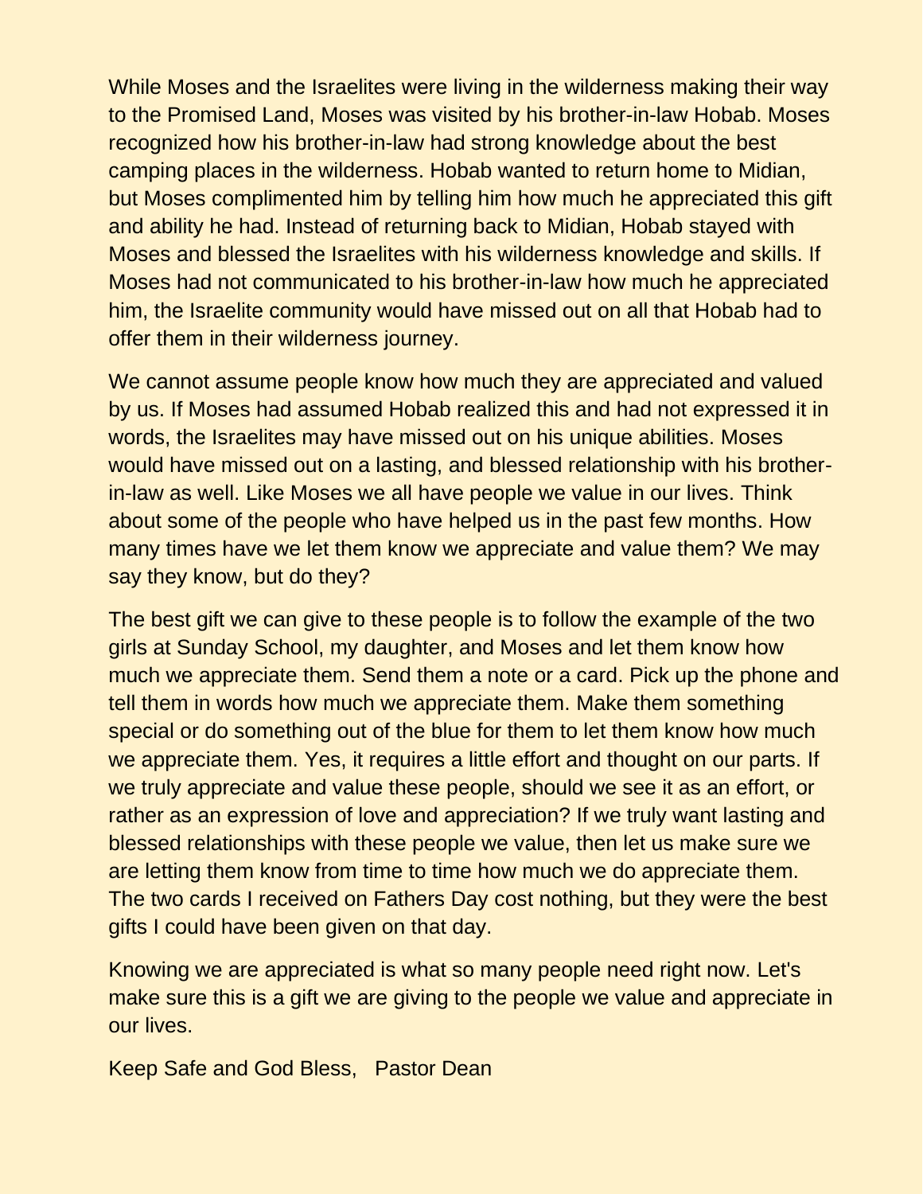While Moses and the Israelites were living in the wilderness making their way to the Promised Land, Moses was visited by his brother-in-law Hobab. Moses recognized how his brother-in-law had strong knowledge about the best camping places in the wilderness. Hobab wanted to return home to Midian, but Moses complimented him by telling him how much he appreciated this gift and ability he had. Instead of returning back to Midian, Hobab stayed with Moses and blessed the Israelites with his wilderness knowledge and skills. If Moses had not communicated to his brother-in-law how much he appreciated him, the Israelite community would have missed out on all that Hobab had to offer them in their wilderness journey.

We cannot assume people know how much they are appreciated and valued by us. If Moses had assumed Hobab realized this and had not expressed it in words, the Israelites may have missed out on his unique abilities. Moses would have missed out on a lasting, and blessed relationship with his brother-in-law as well. Like Moses we all have people we value in our lives. Think about some of the people who have helped us in the past few months. How many times have we let them know we appreciate and value them? We may say they know, but do they?

The best gift we can give to these people is to follow the example of the two girls at Sunday School, my daughter, and Moses and let them know how much we appreciate them. Send them a note or a card. Pick up the phone and tell them in words how much we appreciate them. Make them something special or do something out of the blue for them to let them know how much we appreciate them. Yes, it requires a little effort and thought on our parts. If we truly appreciate and value these people, should we see it as an effort, or rather as an expression of love and appreciation? If we truly want lasting and blessed relationships with these people we value, then let us make sure we are letting them know from time to time how much we do appreciate them. The two cards I received on Fathers Day cost nothing, but they were the best gifts I could have been given on that day.

Knowing we are appreciated is what so many people need right now. Let's make sure this is a gift we are giving to the people we value and appreciate in our lives.

Keep Safe and God Bless,   Pastor Dean